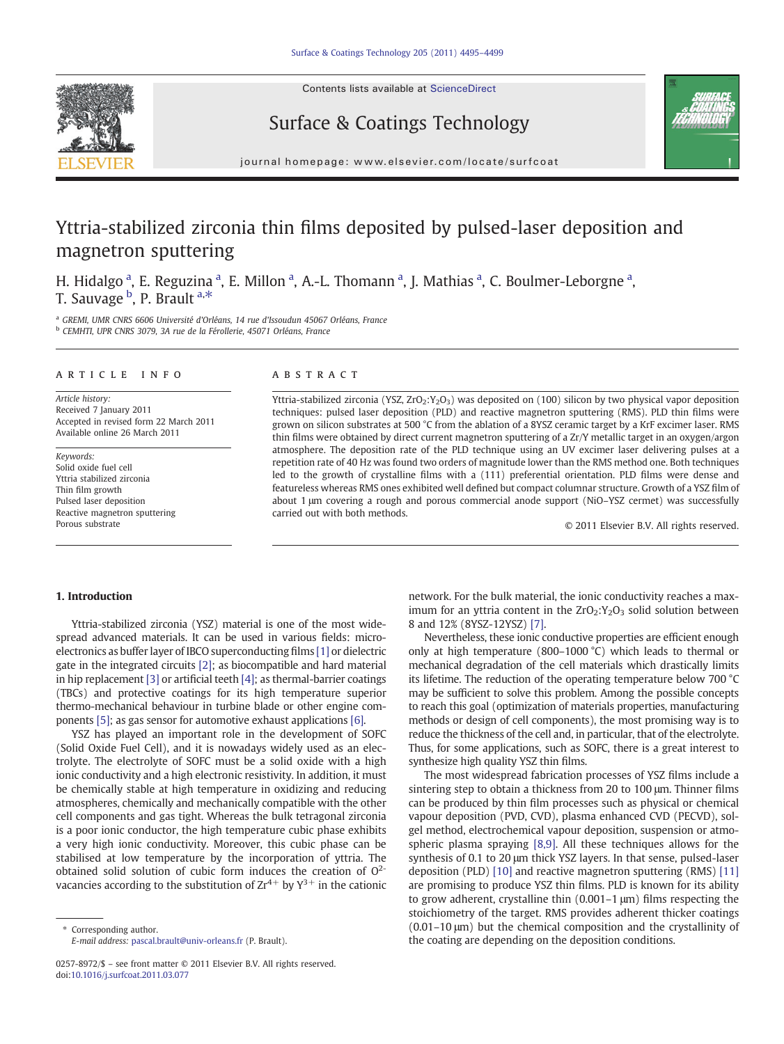# Yttria-stabilized zirconia thin films deposited by pulsed-laser deposition and magnetron sputtering

H. Hidalgo [a], E. Reguzina [a], E. Millon [a], A.-L. Thomann [a], J. Mathias [a], C. Boulmer-Leborgne [a], T. Sauvage [b], P. Brault [a,*]

[a] GREMI, UMR CNRS 6606 Université d'Orléans, 14 rue d'Issoudun 45067 Orléans, France
[b] CEMHTI, UPR CNRS 3079, 3A rue de la Férollerie, 45071 Orléans, France

## ARTICLE INFO

*Article history:*
Received 7 January 2011
Accepted in revised form 22 March 2011
Available online 26 March 2011

*Keywords:*
Solid oxide fuel cell
Yttria stabilized zirconia
Thin film growth
Pulsed laser deposition
Reactive magnetron sputtering
Porous substrate

## ABSTRACT

Yttria-stabilized zirconia (YSZ, $ZrO_2$:$Y_2O_3$) was deposited on (100) silicon by two physical vapor deposition techniques: pulsed laser deposition (PLD) and reactive magnetron sputtering (RMS). PLD thin films were grown on silicon substrates at 500 °C from the ablation of a 8YSZ ceramic target by a KrF excimer laser. RMS thin films were obtained by direct current magnetron sputtering of a Zr/Y metallic target in an oxygen/argon atmosphere. The deposition rate of the PLD technique using an UV excimer laser delivering pulses at a repetition rate of 40 Hz was found two orders of magnitude lower than the RMS method one. Both techniques led to the growth of crystalline films with a (111) preferential orientation. PLD films were dense and featureless whereas RMS ones exhibited well defined but compact columnar structure. Growth of a YSZ film of about 1 μm covering a rough and porous commercial anode support (NiO–YSZ cermet) was successfully carried out with both methods.

© 2011 Elsevier B.V. All rights reserved.

## 1. Introduction

Yttria-stabilized zirconia (YSZ) material is one of the most widespread advanced materials. It can be used in various fields: microelectronics as buffer layer of IBCO superconducting films [1] or dielectric gate in the integrated circuits [2]; as biocompatible and hard material in hip replacement [3] or artificial teeth [4]; as thermal-barrier coatings (TBCs) and protective coatings for its high temperature superior thermo-mechanical behaviour in turbine blade or other engine components [5]; as gas sensor for automotive exhaust applications [6].

YSZ has played an important role in the development of SOFC (Solid Oxide Fuel Cell), and it is nowadays widely used as an electrolyte. The electrolyte of SOFC must be a solid oxide with a high ionic conductivity and a high electronic resistivity. In addition, it must be chemically stable at high temperature in oxidizing and reducing atmospheres, chemically and mechanically compatible with the other cell components and gas tight. Whereas the bulk tetragonal zirconia is a poor ionic conductor, the high temperature cubic phase exhibits a very high ionic conductivity. Moreover, this cubic phase can be stabilised at low temperature by the incorporation of yttria. The obtained solid solution of cubic form induces the creation of $O^{2-}$ vacancies according to the substitution of $Zr^{4+}$ by $Y^{3+}$ in the cationic network. For the bulk material, the ionic conductivity reaches a maximum for an yttria content in the $ZrO_2$:$Y_2O_3$ solid solution between 8 and 12% (8YSZ-12YSZ) [7].

Nevertheless, these ionic conductive properties are efficient enough only at high temperature (800–1000 °C) which leads to thermal or mechanical degradation of the cell materials which drastically limits its lifetime. The reduction of the operating temperature below 700 °C may be sufficient to solve this problem. Among the possible concepts to reach this goal (optimization of materials properties, manufacturing methods or design of cell components), the most promising way is to reduce the thickness of the cell and, in particular, that of the electrolyte. Thus, for some applications, such as SOFC, there is a great interest to synthesize high quality YSZ thin films.

The most widespread fabrication processes of YSZ films include a sintering step to obtain a thickness from 20 to 100 μm. Thinner films can be produced by thin film processes such as physical or chemical vapour deposition (PVD, CVD), plasma enhanced CVD (PECVD), sol-gel method, electrochemical vapour deposition, suspension or atmospheric plasma spraying [8,9]. All these techniques allows for the synthesis of 0.1 to 20 μm thick YSZ layers. In that sense, pulsed-laser deposition (PLD) [10] and reactive magnetron sputtering (RMS) [11] are promising to produce YSZ thin films. PLD is known for its ability to grow adherent, crystalline thin (0.001–1 μm) films respecting the stoichiometry of the target. RMS provides adherent thicker coatings (0.01–10 μm) but the chemical composition and the crystallinity of the coating are depending on the deposition conditions.

\* Corresponding author.
E-mail address: pascal.brault@univ-orleans.fr (P. Brault).

0257-8972/$ – see front matter © 2011 Elsevier B.V. All rights reserved.
doi:10.1016/j.surfcoat.2011.03.077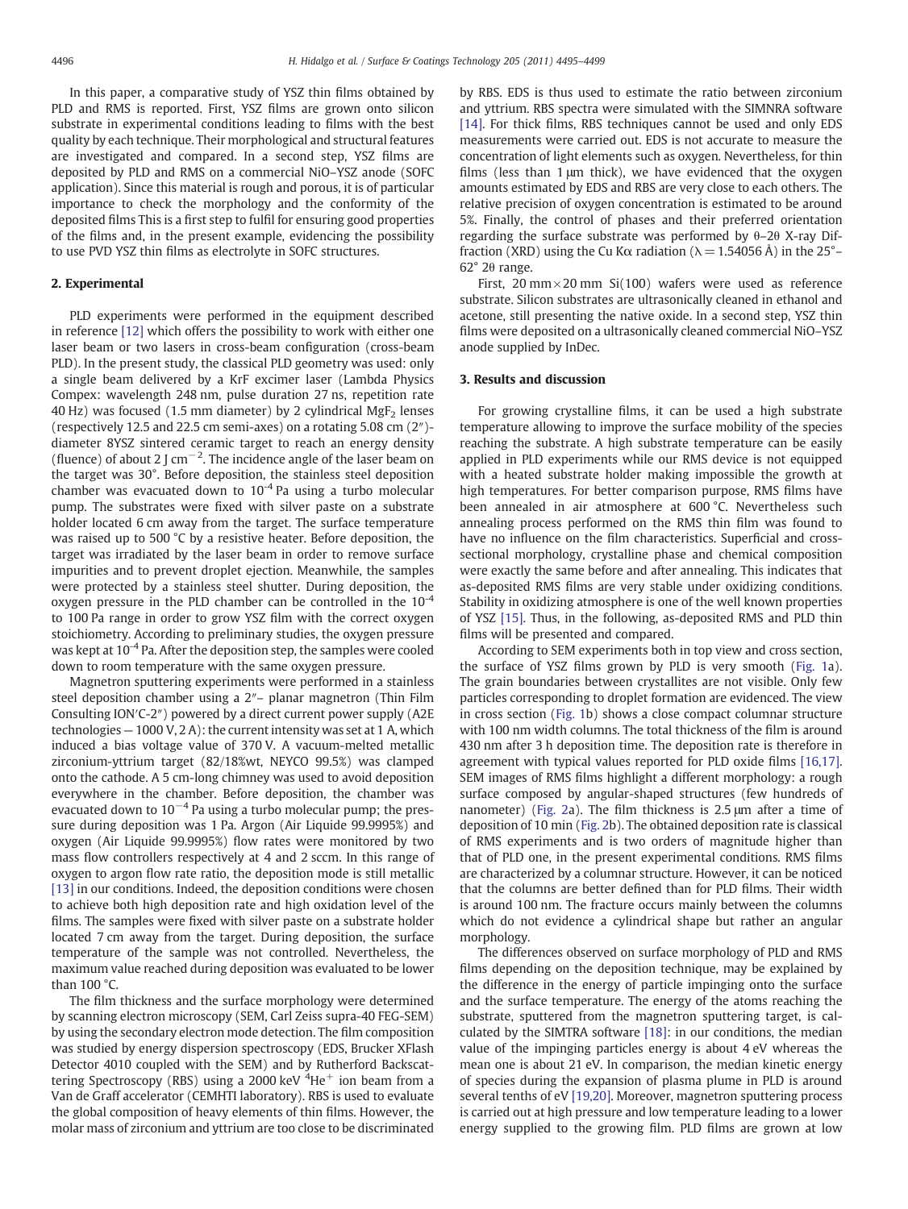In this paper, a comparative study of YSZ thin films obtained by PLD and RMS is reported. First, YSZ films are grown onto silicon substrate in experimental conditions leading to films with the best quality by each technique. Their morphological and structural features are investigated and compared. In a second step, YSZ films are deposited by PLD and RMS on a commercial NiO–YSZ anode (SOFC application). Since this material is rough and porous, it is of particular importance to check the morphology and the conformity of the deposited films This is a first step to fulfil for ensuring good properties of the films and, in the present example, evidencing the possibility to use PVD YSZ thin films as electrolyte in SOFC structures.

## 2. Experimental

PLD experiments were performed in the equipment described in reference [12] which offers the possibility to work with either one laser beam or two lasers in cross-beam configuration (cross-beam PLD). In the present study, the classical PLD geometry was used: only a single beam delivered by a KrF excimer laser (Lambda Physics Compex: wavelength 248 nm, pulse duration 27 ns, repetition rate 40 Hz) was focused (1.5 mm diameter) by 2 cylindrical $MgF_2$ lenses (respectively 12.5 and 22.5 cm semi-axes) on a rotating 5.08 cm (2″)-diameter 8YSZ sintered ceramic target to reach an energy density (fluence) of about 2 J $cm^{-2}$. The incidence angle of the laser beam on the target was 30°. Before deposition, the stainless steel deposition chamber was evacuated down to $10^{-4}$ Pa using a turbo molecular pump. The substrates were fixed with silver paste on a substrate holder located 6 cm away from the target. The surface temperature was raised up to 500 °C by a resistive heater. Before deposition, the target was irradiated by the laser beam in order to remove surface impurities and to prevent droplet ejection. Meanwhile, the samples were protected by a stainless steel shutter. During deposition, the oxygen pressure in the PLD chamber can be controlled in the $10^{-4}$ to 100 Pa range in order to grow YSZ film with the correct oxygen stoichiometry. According to preliminary studies, the oxygen pressure was kept at $10^{-4}$ Pa. After the deposition step, the samples were cooled down to room temperature with the same oxygen pressure.

Magnetron sputtering experiments were performed in a stainless steel deposition chamber using a 2″– planar magnetron (Thin Film Consulting ION'C-2″) powered by a direct current power supply (A2E technologies — 1000 V, 2 A): the current intensity was set at 1 A, which induced a bias voltage value of 370 V. A vacuum-melted metallic zirconium-yttrium target (82/18%wt, NEYCO 99.5%) was clamped onto the cathode. A 5 cm-long chimney was used to avoid deposition everywhere in the chamber. Before deposition, the chamber was evacuated down to $10^{-4}$ Pa using a turbo molecular pump; the pressure during deposition was 1 Pa. Argon (Air Liquide 99.9995%) and oxygen (Air Liquide 99.9995%) flow rates were monitored by two mass flow controllers respectively at 4 and 2 sccm. In this range of oxygen to argon flow rate ratio, the deposition mode is still metallic [13] in our conditions. Indeed, the deposition conditions were chosen to achieve both high deposition rate and high oxidation level of the films. The samples were fixed with silver paste on a substrate holder located 7 cm away from the target. During deposition, the surface temperature of the sample was not controlled. Nevertheless, the maximum value reached during deposition was evaluated to be lower than 100 °C.

The film thickness and the surface morphology were determined by scanning electron microscopy (SEM, Carl Zeiss supra-40 FEG-SEM) by using the secondary electron mode detection. The film composition was studied by energy dispersion spectroscopy (EDS, Brucker XFlash Detector 4010 coupled with the SEM) and by Rutherford Backscattering Spectroscopy (RBS) using a 2000 keV $^4He^+$ ion beam from a Van de Graff accelerator (CEMHTI laboratory). RBS is used to evaluate the global composition of heavy elements of thin films. However, the molar mass of zirconium and yttrium are too close to be discriminated by RBS. EDS is thus used to estimate the ratio between zirconium and yttrium. RBS spectra were simulated with the SIMNRA software [14]. For thick films, RBS techniques cannot be used and only EDS measurements were carried out. EDS is not accurate to measure the concentration of light elements such as oxygen. Nevertheless, for thin films (less than 1 µm thick), we have evidenced that the oxygen amounts estimated by EDS and RBS are very close to each others. The relative precision of oxygen concentration is estimated to be around 5%. Finally, the control of phases and their preferred orientation regarding the surface substrate was performed by θ–2θ X-ray Diffraction (XRD) using the Cu Kα radiation (λ = 1.54056 Å) in the 25°–62° 2θ range.

First, 20 mm × 20 mm Si(100) wafers were used as reference substrate. Silicon substrates are ultrasonically cleaned in ethanol and acetone, still presenting the native oxide. In a second step, YSZ thin films were deposited on a ultrasonically cleaned commercial NiO–YSZ anode supplied by InDec.

## 3. Results and discussion

For growing crystalline films, it can be used a high substrate temperature allowing to improve the surface mobility of the species reaching the substrate. A high substrate temperature can be easily applied in PLD experiments while our RMS device is not equipped with a heated substrate holder making impossible the growth at high temperatures. For better comparison purpose, RMS films have been annealed in air atmosphere at 600 °C. Nevertheless such annealing process performed on the RMS thin film was found to have no influence on the film characteristics. Superficial and cross-sectional morphology, crystalline phase and chemical composition were exactly the same before and after annealing. This indicates that as-deposited RMS films are very stable under oxidizing conditions. Stability in oxidizing atmosphere is one of the well known properties of YSZ [15]. Thus, in the following, as-deposited RMS and PLD thin films will be presented and compared.

According to SEM experiments both in top view and cross section, the surface of YSZ films grown by PLD is very smooth (Fig. 1a). The grain boundaries between crystallites are not visible. Only few particles corresponding to droplet formation are evidenced. The view in cross section (Fig. 1b) shows a close compact columnar structure with 100 nm width columns. The total thickness of the film is around 430 nm after 3 h deposition time. The deposition rate is therefore in agreement with typical values reported for PLD oxide films [16,17]. SEM images of RMS films highlight a different morphology: a rough surface composed by angular-shaped structures (few hundreds of nanometer) (Fig. 2a). The film thickness is 2.5 µm after a time of deposition of 10 min (Fig. 2b). The obtained deposition rate is classical of RMS experiments and is two orders of magnitude higher than that of PLD one, in the present experimental conditions. RMS films are characterized by a columnar structure. However, it can be noticed that the columns are better defined than for PLD films. Their width is around 100 nm. The fracture occurs mainly between the columns which do not evidence a cylindrical shape but rather an angular morphology.

The differences observed on surface morphology of PLD and RMS films depending on the deposition technique, may be explained by the difference in the energy of particle impinging onto the surface and the surface temperature. The energy of the atoms reaching the substrate, sputtered from the magnetron sputtering target, is calculated by the SIMTRA software [18]: in our conditions, the median value of the impinging particles energy is about 4 eV whereas the mean one is about 21 eV. In comparison, the median kinetic energy of species during the expansion of plasma plume in PLD is around several tenths of eV [19,20]. Moreover, magnetron sputtering process is carried out at high pressure and low temperature leading to a lower energy supplied to the growing film. PLD films are grown at low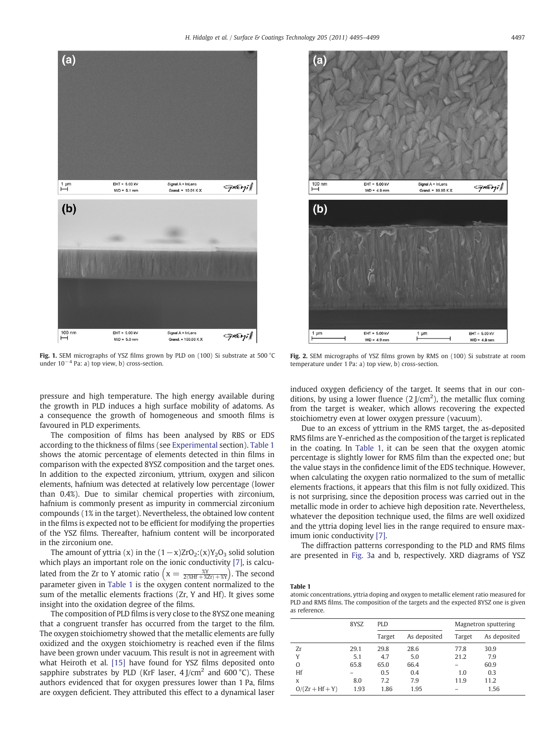Fig. 1. SEM micrographs of YSZ films grown by PLD on (100) Si substrate at 500 °C under $10^{-4}$ Pa: a) top view, b) cross-section.

Fig. 2. SEM micrographs of YSZ films grown by RMS on (100) Si substrate at room temperature under 1 Pa: a) top view, b) cross-section.

pressure and high temperature. The high energy available during the growth in PLD induces a high surface mobility of adatoms. As a consequence the growth of homogeneous and smooth films is favoured in PLD experiments.

The composition of films has been analysed by RBS or EDS according to the thickness of films (see Experimental section). Table 1 shows the atomic percentage of elements detected in thin films in comparison with the expected 8YSZ composition and the target ones. In addition to the expected zirconium, yttrium, oxygen and silicon elements, hafnium was detected at relatively low percentage (lower than 0.4%). Due to similar chemical properties with zirconium, hafnium is commonly present as impurity in commercial zirconium compounds (1% in the target). Nevertheless, the obtained low content in the films is expected not to be efficient for modifying the properties of the YSZ films. Thereafter, hafnium content will be incorporated in the zirconium one.

The amount of yttria (x) in the $(1-x)ZrO_2$:$(x)Y_2O_3$ solid solution which plays an important role on the ionic conductivity [7], is calculated from the Zr to Y atomic ratio $\left(x = \frac{\%Y}{2(\%Hf + \%Zr) + \%Y}\right)$. The second parameter given in Table 1 is the oxygen content normalized to the sum of the metallic elements fractions (Zr, Y and Hf). It gives some insight into the oxidation degree of the films.

The composition of PLD films is very close to the 8YSZ one meaning that a congruent transfer has occurred from the target to the film. The oxygen stoichiometry showed that the metallic elements are fully oxidized and the oxygen stoichiometry is reached even if the films have been grown under vacuum. This result is not in agreement with what Heiroth et al. [15] have found for YSZ films deposited onto sapphire substrates by PLD (KrF laser, 4 J/cm$^2$ and 600 °C). These authors evidenced that for oxygen pressures lower than 1 Pa, films are oxygen deficient. They attributed this effect to a dynamical laser induced oxygen deficiency of the target. It seems that in our conditions, by using a lower fluence (2 J/cm$^2$), the metallic flux coming from the target is weaker, which allows recovering the expected stoichiometry even at lower oxygen pressure (vacuum).

Due to an excess of yttrium in the RMS target, the as-deposited RMS films are Y-enriched as the composition of the target is replicated in the coating. In Table 1, it can be seen that the oxygen atomic percentage is slightly lower for RMS film than the expected one; but the value stays in the confidence limit of the EDS technique. However, when calculating the oxygen ratio normalized to the sum of metallic elements fractions, it appears that this film is not fully oxidized. This is not surprising, since the deposition process was carried out in the metallic mode in order to achieve high deposition rate. Nevertheless, whatever the deposition technique used, the films are well oxidized and the yttria doping level lies in the range required to ensure maximum ionic conductivity [7].

The diffraction patterns corresponding to the PLD and RMS films are presented in Fig. 3a and b, respectively. XRD diagrams of YSZ

**Table 1**
atomic concentrations, yttria doping and oxygen to metallic element ratio measured for PLD and RMS films. The composition of the targets and the expected 8YSZ one is given as reference.

| | 8YSZ | PLD | | Magnetron sputtering | |
|---|---|---|---|---|---|
| | | Target | As deposited | Target | As deposited |
| Zr | 29.1 | 29.8 | 28.6 | 77.8 | 30.9 |
| Y | 5.1 | 4.7 | 5.0 | 21.2 | 7.9 |
| O | 65.8 | 65.0 | 66.4 | – | 60.9 |
| Hf | – | 0.5 | 0.4 | 1.0 | 0.3 |
| x | 8.0 | 7.2 | 7.9 | 11.9 | 11.2 |
| O/(Zr + Hf + Y) | 1.93 | 1.86 | 1.95 | – | 1.56 |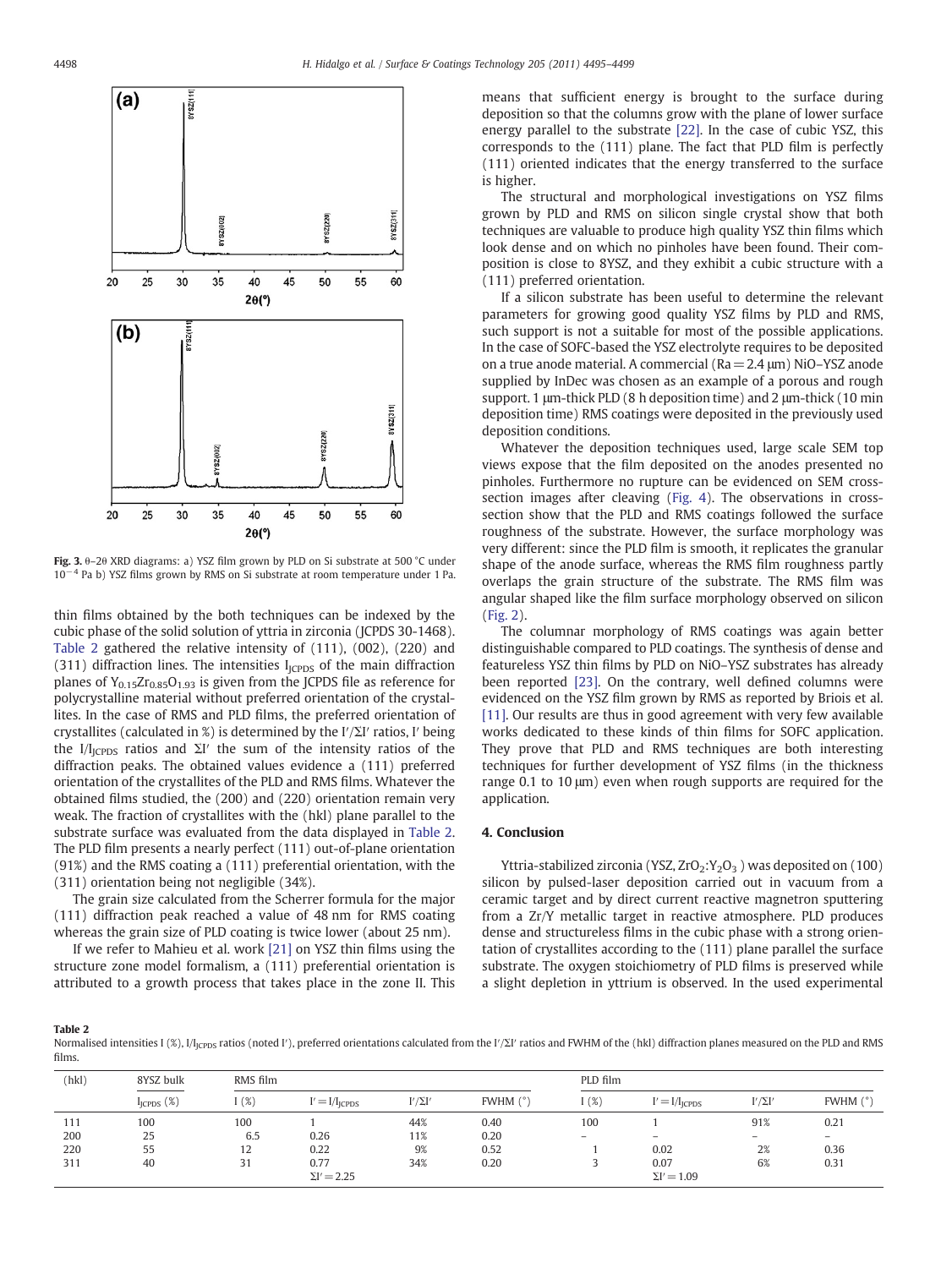Fig. 3. θ–2θ XRD diagrams: a) YSZ film grown by PLD on Si substrate at 500 °C under $10^{-4}$ Pa b) YSZ films grown by RMS on Si substrate at room temperature under 1 Pa.

thin films obtained by the both techniques can be indexed by the cubic phase of the solid solution of yttria in zirconia (JCPDS 30-1468). Table 2 gathered the relative intensity of (111), (002), (220) and (311) diffraction lines. The intensities $I_{JCPDS}$ of the main diffraction planes of $Y_{0.15}Zr_{0.85}O_{1.93}$ is given from the JCPDS file as reference for polycrystalline material without preferred orientation of the crystallites. In the case of RMS and PLD films, the preferred orientation of crystallites (calculated in %) is determined by the $I'/\Sigma I'$ ratios, $I'$ being the $I/I_{JCPDS}$ ratios and $\Sigma I'$ the sum of the intensity ratios of the diffraction peaks. The obtained values evidence a (111) preferred orientation of the crystallites of the PLD and RMS films. Whatever the obtained films studied, the (200) and (220) orientation remain very weak. The fraction of crystallites with the (hkl) plane parallel to the substrate surface was evaluated from the data displayed in Table 2. The PLD film presents a nearly perfect (111) out-of-plane orientation (91%) and the RMS coating a (111) preferential orientation, with the (311) orientation being not negligible (34%).

The grain size calculated from the Scherrer formula for the major (111) diffraction peak reached a value of 48 nm for RMS coating whereas the grain size of PLD coating is twice lower (about 25 nm).

If we refer to Mahieu et al. work [21] on YSZ thin films using the structure zone model formalism, a (111) preferential orientation is attributed to a growth process that takes place in the zone II. This means that sufficient energy is brought to the surface during deposition so that the columns grow with the plane of lower surface energy parallel to the substrate [22]. In the case of cubic YSZ, this corresponds to the (111) plane. The fact that PLD film is perfectly (111) oriented indicates that the energy transferred to the surface is higher.

The structural and morphological investigations on YSZ films grown by PLD and RMS on silicon single crystal show that both techniques are valuable to produce high quality YSZ thin films which look dense and on which no pinholes have been found. Their composition is close to 8YSZ, and they exhibit a cubic structure with a (111) preferred orientation.

If a silicon substrate has been useful to determine the relevant parameters for growing good quality YSZ films by PLD and RMS, such support is not a suitable for most of the possible applications. In the case of SOFC-based the YSZ electrolyte requires to be deposited on a true anode material. A commercial (Ra = 2.4 µm) NiO–YSZ anode supplied by InDec was chosen as an example of a porous and rough support. 1 µm-thick PLD (8 h deposition time) and 2 µm-thick (10 min deposition time) RMS coatings were deposited in the previously used deposition conditions.

Whatever the deposition techniques used, large scale SEM top views expose that the film deposited on the anodes presented no pinholes. Furthermore no rupture can be evidenced on SEM cross-section images after cleaving (Fig. 4). The observations in cross-section show that the PLD and RMS coatings followed the surface roughness of the substrate. However, the surface morphology was very different: since the PLD film is smooth, it replicates the granular shape of the anode surface, whereas the RMS film roughness partly overlaps the grain structure of the substrate. The RMS film was angular shaped like the film surface morphology observed on silicon (Fig. 2).

The columnar morphology of RMS coatings was again better distinguishable compared to PLD coatings. The synthesis of dense and featureless YSZ thin films by PLD on NiO–YSZ substrates has already been reported [23]. On the contrary, well defined columns were evidenced on the YSZ film grown by RMS as reported by Briois et al. [11]. Our results are thus in good agreement with very few available works dedicated to these kinds of thin films for SOFC application. They prove that PLD and RMS techniques are both interesting techniques for further development of YSZ films (in the thickness range 0.1 to 10 µm) even when rough supports are required for the application.

## 4. Conclusion

Yttria-stabilized zirconia (YSZ, $ZrO_2$:$Y_2O_3$ ) was deposited on (100) silicon by pulsed-laser deposition carried out in vacuum from a ceramic target and by direct current reactive magnetron sputtering from a Zr/Y metallic target in reactive atmosphere. PLD produces dense and structureless films in the cubic phase with a strong orientation of crystallites according to the (111) plane parallel the surface substrate. The oxygen stoichiometry of PLD films is preserved while a slight depletion in yttrium is observed. In the used experimental

**Table 2**
Normalised intensities I (%), $I/I_{JCPDS}$ ratios (noted I′), preferred orientations calculated from the $I'/\Sigma I'$ ratios and FWHM of the (hkl) diffraction planes measured on the PLD and RMS films.

| (hkl) | 8YSZ bulk | RMS film | | | | PLD film | | | |
|---|---|---|---|---|---|---|---|---|---|
| | $I_{JCPDS}$ (%) | I (%) | $I' = I/I_{JCPDS}$ | $I'/\Sigma I'$ | FWHM (°) | I (%) | $I' = I/I_{JCPDS}$ | $I'/\Sigma I'$ | FWHM (°) |
| 111 | 100 | 100 | 1 | 44% | 0.40 | 100 | 1 | 91% | 0.21 |
| 200 | 25 | 6.5 | 0.26 | 11% | 0.20 | – | – | – | – |
| 220 | 55 | 12 | 0.22 | 9% | 0.52 | 1 | 0.02 | 2% | 0.36 |
| 311 | 40 | 31 | 0.77<br>$\Sigma I' = 2.25$ | 34% | 0.20 | 3 | 0.07<br>$\Sigma I' = 1.09$ | 6% | 0.31 |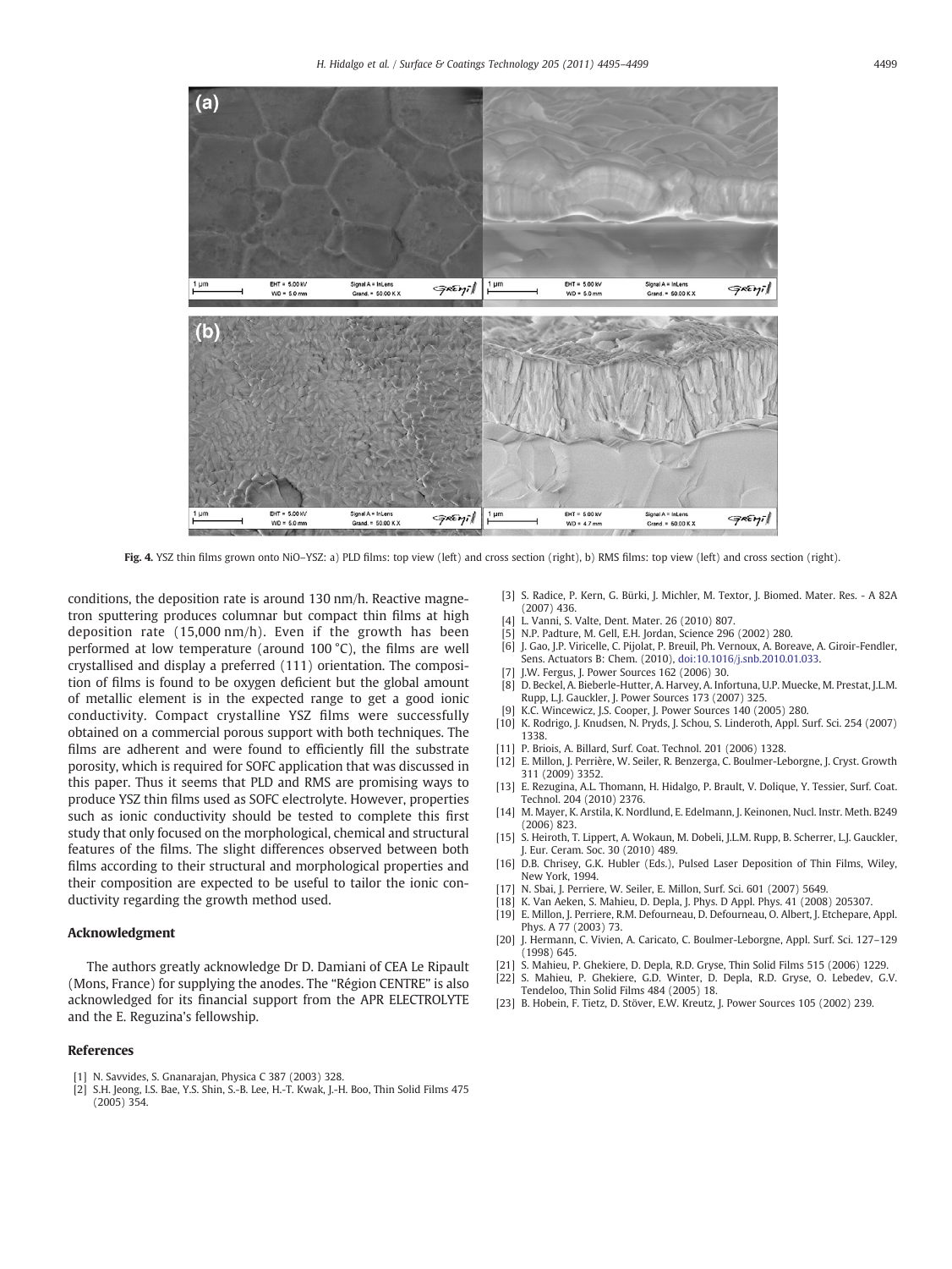Fig. 4. YSZ thin films grown onto NiO–YSZ: a) PLD films: top view (left) and cross section (right), b) RMS films: top view (left) and cross section (right).

conditions, the deposition rate is around 130 nm/h. Reactive magnetron sputtering produces columnar but compact thin films at high deposition rate (15,000 nm/h). Even if the growth has been performed at low temperature (around 100 °C), the films are well crystallised and display a preferred (111) orientation. The composition of films is found to be oxygen deficient but the global amount of metallic element is in the expected range to get a good ionic conductivity. Compact crystalline YSZ films were successfully obtained on a commercial porous support with both techniques. The films are adherent and were found to efficiently fill the substrate porosity, which is required for SOFC application that was discussed in this paper. Thus it seems that PLD and RMS are promising ways to produce YSZ thin films used as SOFC electrolyte. However, properties such as ionic conductivity should be tested to complete this first study that only focused on the morphological, chemical and structural features of the films. The slight differences observed between both films according to their structural and morphological properties and their composition are expected to be useful to tailor the ionic conductivity regarding the growth method used.

## Acknowledgment

The authors greatly acknowledge Dr D. Damiani of CEA Le Ripault (Mons, France) for supplying the anodes. The "Région CENTRE" is also acknowledged for its financial support from the APR ELECTROLYTE and the E. Reguzina's fellowship.

## References

[1] N. Savvides, S. Gnanarajan, Physica C 387 (2003) 328.
[2] S.H. Jeong, I.S. Bae, Y.S. Shin, S.-B. Lee, H.-T. Kwak, J.-H. Boo, Thin Solid Films 475 (2005) 354.
[3] S. Radice, P. Kern, G. Bürki, J. Michler, M. Textor, J. Biomed. Mater. Res. - A 82A (2007) 436.
[4] L. Vanni, S. Valte, Dent. Mater. 26 (2010) 807.
[5] N.P. Padture, M. Gell, E.H. Jordan, Science 296 (2002) 280.
[6] J. Gao, J.P. Viricelle, C. Pijolat, P. Breuil, Ph. Vernoux, A. Boreave, A. Giroir-Fendler, Sens. Actuators B: Chem. (2010), doi:10.1016/j.snb.2010.01.033.
[7] J.W. Fergus, J. Power Sources 162 (2006) 30.
[8] D. Beckel, A. Bieberle-Hutter, A. Harvey, A. Infortuna, U.P. Muecke, M. Prestat, J.L.M. Rupp, L.J. Gauckler, J. Power Sources 173 (2007) 325.
[9] K.C. Wincewicz, J.S. Cooper, J. Power Sources 140 (2005) 280.
[10] K. Rodrigo, J. Knudsen, N. Pryds, J. Schou, S. Linderoth, Appl. Surf. Sci. 254 (2007) 1338.
[11] P. Briois, A. Billard, Surf. Coat. Technol. 201 (2006) 1328.
[12] E. Millon, J. Perrière, W. Seiler, R. Benzerga, C. Boulmer-Leborgne, J. Cryst. Growth 311 (2009) 3352.
[13] E. Rezugina, A.L. Thomann, H. Hidalgo, P. Brault, V. Dolique, Y. Tessier, Surf. Coat. Technol. 204 (2010) 2376.
[14] M. Mayer, K. Arstila, K. Nordlund, E. Edelmann, J. Keinonen, Nucl. Instr. Meth. B249 (2006) 823.
[15] S. Heiroth, T. Lippert, A. Wokaun, M. Dobeli, J.L.M. Rupp, B. Scherrer, L.J. Gauckler, J. Eur. Ceram. Soc. 30 (2010) 489.
[16] D.B. Chrisey, G.K. Hubler (Eds.), Pulsed Laser Deposition of Thin Films, Wiley, New York, 1994.
[17] N. Sbai, J. Perriere, W. Seiler, E. Millon, Surf. Sci. 601 (2007) 5649.
[18] K. Van Aeken, S. Mahieu, D. Depla, J. Phys. D Appl. Phys. 41 (2008) 205307.
[19] E. Millon, J. Perriere, R.M. Defourneau, D. Defourneau, O. Albert, J. Etchepare, Appl. Phys. A 77 (2003) 73.
[20] J. Hermann, C. Vivien, A. Caricato, C. Boulmer-Leborgne, Appl. Surf. Sci. 127–129 (1998) 645.
[21] S. Mahieu, P. Ghekiere, D. Depla, R.D. Gryse, Thin Solid Films 515 (2006) 1229.
[22] S. Mahieu, P. Ghekiere, G.D. Winter, D. Depla, R.D. Gryse, O. Lebedev, G.V. Tendeloo, Thin Solid Films 484 (2005) 18.
[23] B. Hobein, F. Tietz, D. Stöver, E.W. Kreutz, J. Power Sources 105 (2002) 239.